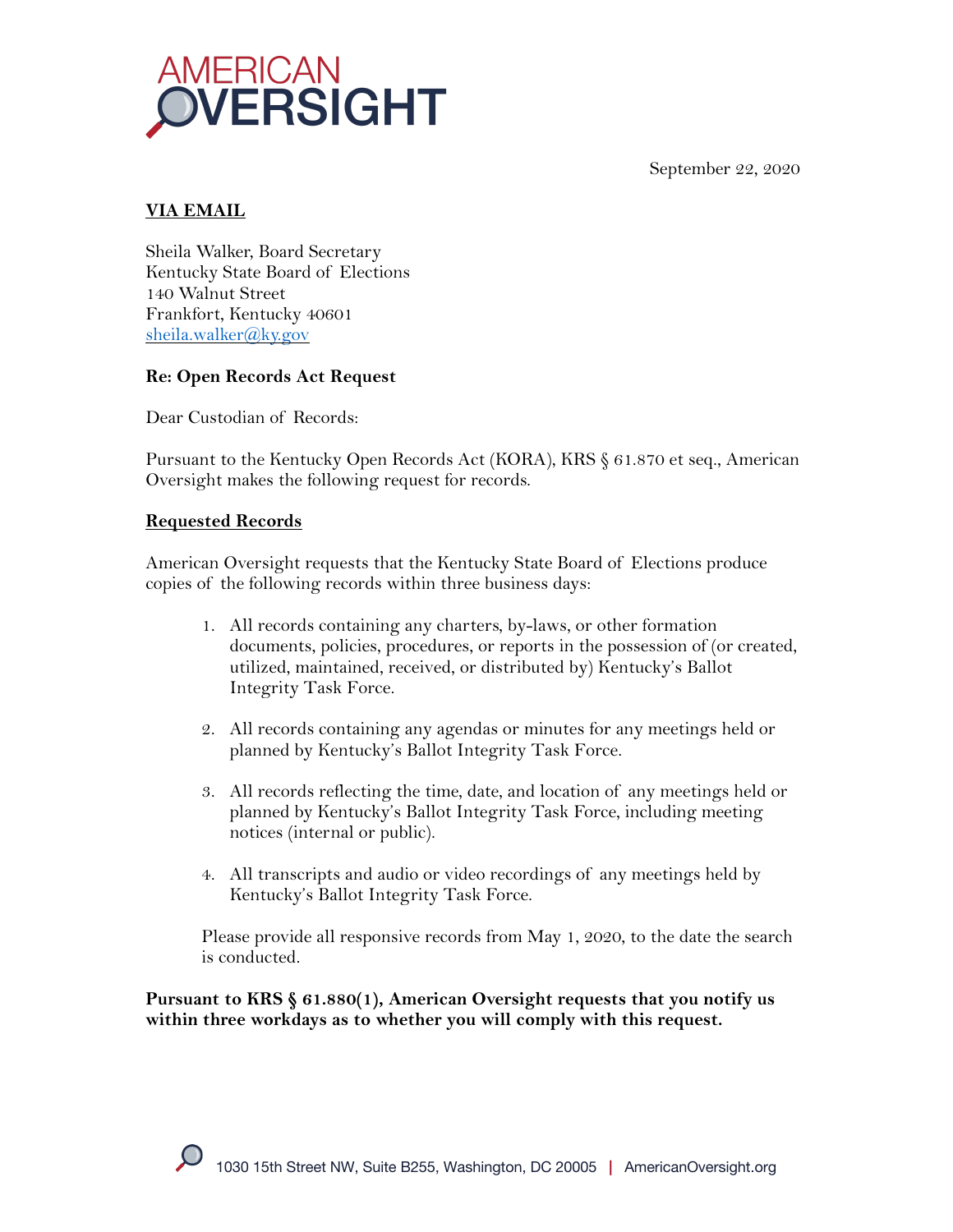AMERICAN OVERSIGHT

September 22, 2020

**VIA EMAIL**

Sheila Walker, Board Secretary
Kentucky State Board of Elections
140 Walnut Street
Frankfort, Kentucky 40601
sheila.walker@ky.gov

**Re: Open Records Act Request**

Dear Custodian of Records:

Pursuant to the Kentucky Open Records Act (KORA), KRS § 61.870 et seq., American Oversight makes the following request for records.

**Requested Records**

American Oversight requests that the Kentucky State Board of Elections produce copies of the following records within three business days:

1. All records containing any charters, by-laws, or other formation documents, policies, procedures, or reports in the possession of (or created, utilized, maintained, received, or distributed by) Kentucky's Ballot Integrity Task Force.

2. All records containing any agendas or minutes for any meetings held or planned by Kentucky's Ballot Integrity Task Force.

3. All records reflecting the time, date, and location of any meetings held or planned by Kentucky's Ballot Integrity Task Force, including meeting notices (internal or public).

4. All transcripts and audio or video recordings of any meetings held by Kentucky's Ballot Integrity Task Force.

Please provide all responsive records from May 1, 2020, to the date the search is conducted.

**Pursuant to KRS § 61.880(1), American Oversight requests that you notify us within three workdays as to whether you will comply with this request.**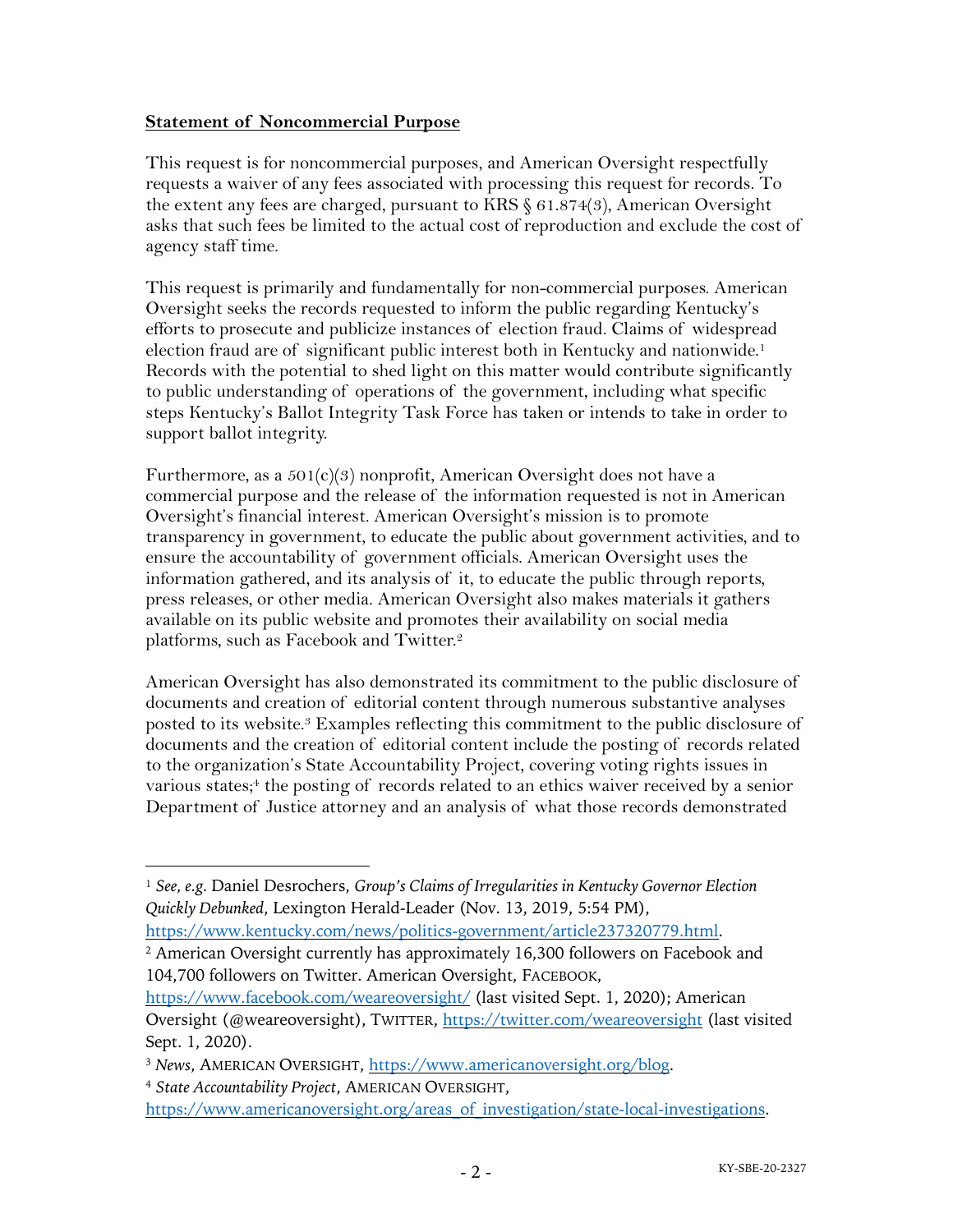**Statement of Noncommercial Purpose**

This request is for noncommercial purposes, and American Oversight respectfully requests a waiver of any fees associated with processing this request for records. To the extent any fees are charged, pursuant to KRS § 61.874(3), American Oversight asks that such fees be limited to the actual cost of reproduction and exclude the cost of agency staff time.

This request is primarily and fundamentally for non-commercial purposes. American Oversight seeks the records requested to inform the public regarding Kentucky's efforts to prosecute and publicize instances of election fraud. Claims of widespread election fraud are of significant public interest both in Kentucky and nationwide.[1] Records with the potential to shed light on this matter would contribute significantly to public understanding of operations of the government, including what specific steps Kentucky's Ballot Integrity Task Force has taken or intends to take in order to support ballot integrity.

Furthermore, as a 501(c)(3) nonprofit, American Oversight does not have a commercial purpose and the release of the information requested is not in American Oversight's financial interest. American Oversight's mission is to promote transparency in government, to educate the public about government activities, and to ensure the accountability of government officials. American Oversight uses the information gathered, and its analysis of it, to educate the public through reports, press releases, or other media. American Oversight also makes materials it gathers available on its public website and promotes their availability on social media platforms, such as Facebook and Twitter.[2]

American Oversight has also demonstrated its commitment to the public disclosure of documents and creation of editorial content through numerous substantive analyses posted to its website.[3] Examples reflecting this commitment to the public disclosure of documents and the creation of editorial content include the posting of records related to the organization's State Accountability Project, covering voting rights issues in various states;[4] the posting of records related to an ethics waiver received by a senior Department of Justice attorney and an analysis of what those records demonstrated

---

[1] *See, e.g.* Daniel Desrochers, *Group's Claims of Irregularities in Kentucky Governor Election Quickly Debunked*, Lexington Herald-Leader (Nov. 13, 2019, 5:54 PM), https://www.kentucky.com/news/politics-government/article237320779.html.

[2] American Oversight currently has approximately 16,300 followers on Facebook and 104,700 followers on Twitter. American Oversight, FACEBOOK, https://www.facebook.com/weareoversight/ (last visited Sept. 1, 2020); American Oversight (@weareoversight), TWITTER, https://twitter.com/weareoversight (last visited Sept. 1, 2020).

[3] *News*, AMERICAN OVERSIGHT, https://www.americanoversight.org/blog.

[4] *State Accountability Project*, AMERICAN OVERSIGHT, https://www.americanoversight.org/areas_of_investigation/state-local-investigations.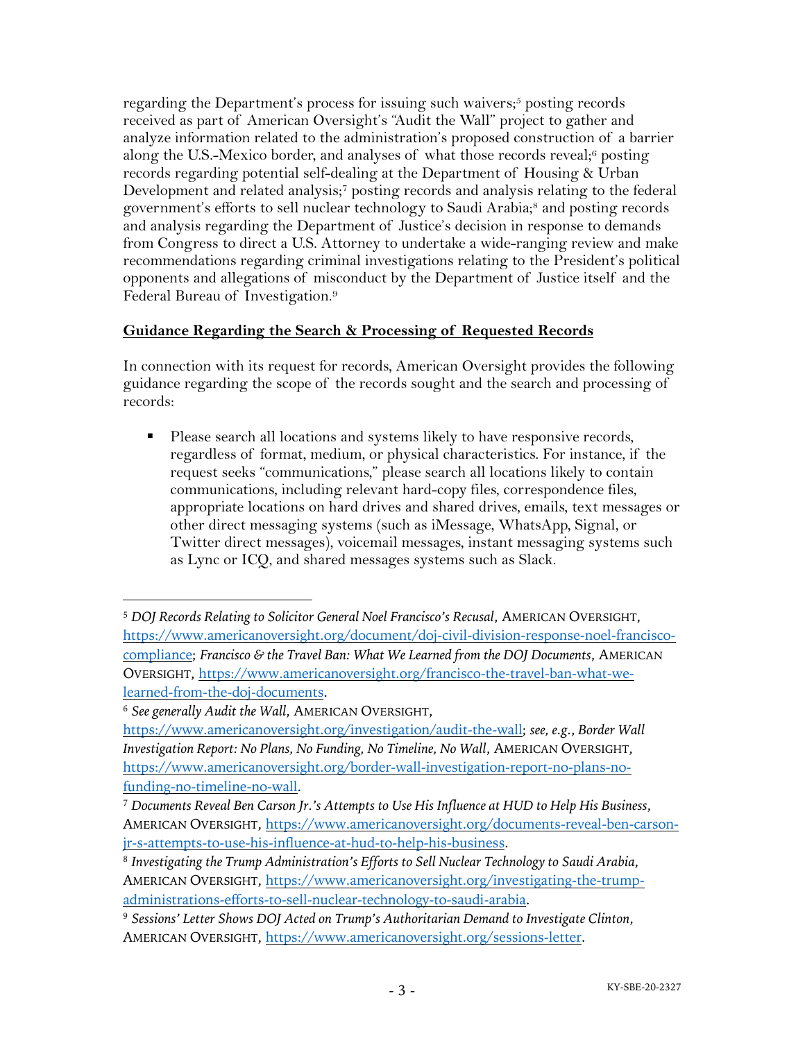regarding the Department's process for issuing such waivers;[5] posting records received as part of American Oversight's "Audit the Wall" project to gather and analyze information related to the administration's proposed construction of a barrier along the U.S.-Mexico border, and analyses of what those records reveal;[6] posting records regarding potential self-dealing at the Department of Housing & Urban Development and related analysis;[7] posting records and analysis relating to the federal government's efforts to sell nuclear technology to Saudi Arabia;[8] and posting records and analysis regarding the Department of Justice's decision in response to demands from Congress to direct a U.S. Attorney to undertake a wide-ranging review and make recommendations regarding criminal investigations relating to the President's political opponents and allegations of misconduct by the Department of Justice itself and the Federal Bureau of Investigation.[9]

**Guidance Regarding the Search & Processing of Requested Records**

In connection with its request for records, American Oversight provides the following guidance regarding the scope of the records sought and the search and processing of records:

- Please search all locations and systems likely to have responsive records, regardless of format, medium, or physical characteristics. For instance, if the request seeks "communications," please search all locations likely to contain communications, including relevant hard-copy files, correspondence files, appropriate locations on hard drives and shared drives, emails, text messages or other direct messaging systems (such as iMessage, WhatsApp, Signal, or Twitter direct messages), voicemail messages, instant messaging systems such as Lync or ICQ, and shared messages systems such as Slack.

---

[5] *DOJ Records Relating to Solicitor General Noel Francisco's Recusal*, AMERICAN OVERSIGHT, https://www.americanoversight.org/document/doj-civil-division-response-noel-francisco-compliance; *Francisco & the Travel Ban: What We Learned from the DOJ Documents*, AMERICAN OVERSIGHT, https://www.americanoversight.org/francisco-the-travel-ban-what-we-learned-from-the-doj-documents.

[6] *See generally Audit the Wall*, AMERICAN OVERSIGHT, https://www.americanoversight.org/investigation/audit-the-wall; *see, e.g.*, *Border Wall Investigation Report: No Plans, No Funding, No Timeline, No Wall*, AMERICAN OVERSIGHT, https://www.americanoversight.org/border-wall-investigation-report-no-plans-no-funding-no-timeline-no-wall.

[7] *Documents Reveal Ben Carson Jr.'s Attempts to Use His Influence at HUD to Help His Business*, AMERICAN OVERSIGHT, https://www.americanoversight.org/documents-reveal-ben-carson-jr-s-attempts-to-use-his-influence-at-hud-to-help-his-business.

[8] *Investigating the Trump Administration's Efforts to Sell Nuclear Technology to Saudi Arabia*, AMERICAN OVERSIGHT, https://www.americanoversight.org/investigating-the-trump-administrations-efforts-to-sell-nuclear-technology-to-saudi-arabia.

[9] *Sessions' Letter Shows DOJ Acted on Trump's Authoritarian Demand to Investigate Clinton*, AMERICAN OVERSIGHT, https://www.americanoversight.org/sessions-letter.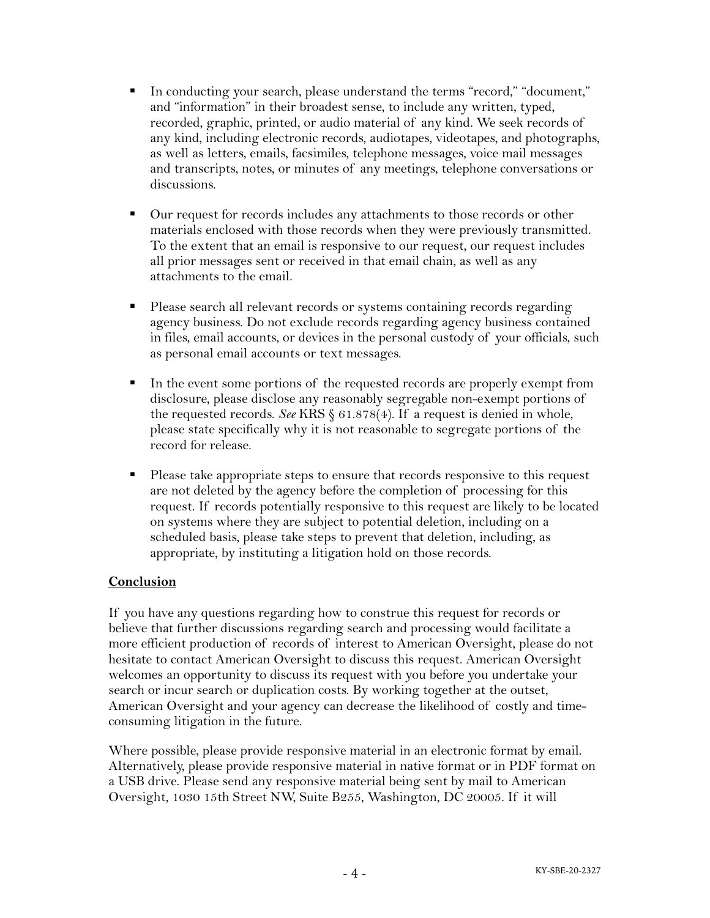- In conducting your search, please understand the terms "record," "document," and "information" in their broadest sense, to include any written, typed, recorded, graphic, printed, or audio material of any kind. We seek records of any kind, including electronic records, audiotapes, videotapes, and photographs, as well as letters, emails, facsimiles, telephone messages, voice mail messages and transcripts, notes, or minutes of any meetings, telephone conversations or discussions.

- Our request for records includes any attachments to those records or other materials enclosed with those records when they were previously transmitted. To the extent that an email is responsive to our request, our request includes all prior messages sent or received in that email chain, as well as any attachments to the email.

- Please search all relevant records or systems containing records regarding agency business. Do not exclude records regarding agency business contained in files, email accounts, or devices in the personal custody of your officials, such as personal email accounts or text messages.

- In the event some portions of the requested records are properly exempt from disclosure, please disclose any reasonably segregable non-exempt portions of the requested records. *See* KRS § 61.878(4). If a request is denied in whole, please state specifically why it is not reasonable to segregate portions of the record for release.

- Please take appropriate steps to ensure that records responsive to this request are not deleted by the agency before the completion of processing for this request. If records potentially responsive to this request are likely to be located on systems where they are subject to potential deletion, including on a scheduled basis, please take steps to prevent that deletion, including, as appropriate, by instituting a litigation hold on those records.

**Conclusion**

If you have any questions regarding how to construe this request for records or believe that further discussions regarding search and processing would facilitate a more efficient production of records of interest to American Oversight, please do not hesitate to contact American Oversight to discuss this request. American Oversight welcomes an opportunity to discuss its request with you before you undertake your search or incur search or duplication costs. By working together at the outset, American Oversight and your agency can decrease the likelihood of costly and time-consuming litigation in the future.

Where possible, please provide responsive material in an electronic format by email. Alternatively, please provide responsive material in native format or in PDF format on a USB drive. Please send any responsive material being sent by mail to American Oversight, 1030 15th Street NW, Suite B255, Washington, DC 20005. If it will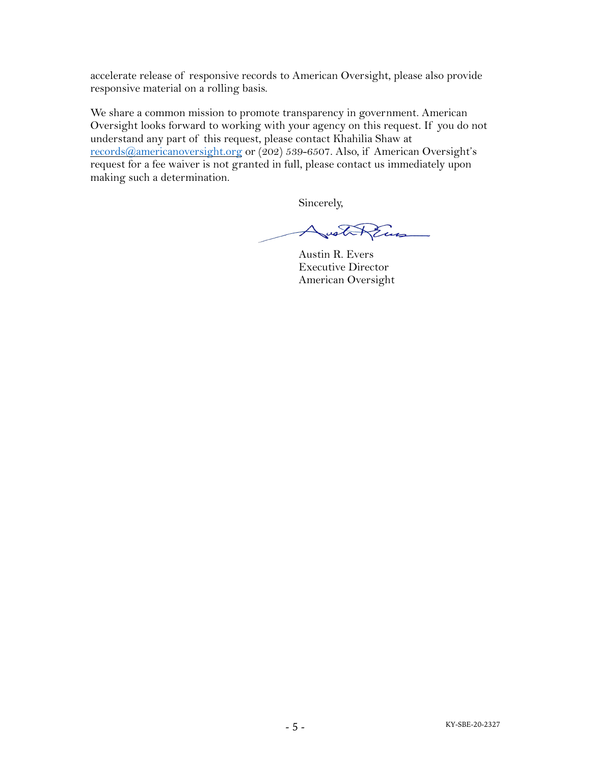accelerate release of responsive records to American Oversight, please also provide responsive material on a rolling basis.

We share a common mission to promote transparency in government. American Oversight looks forward to working with your agency on this request. If you do not understand any part of this request, please contact Khahilia Shaw at [records@americanoversight.org](mailto:records@americanoversight.org) or (202) 539-6507. Also, if American Oversight's request for a fee waiver is not granted in full, please contact us immediately upon making such a determination.

Sincerely,

Austin R. Evers
Executive Director
American Oversight

KY-SBE-20-2327